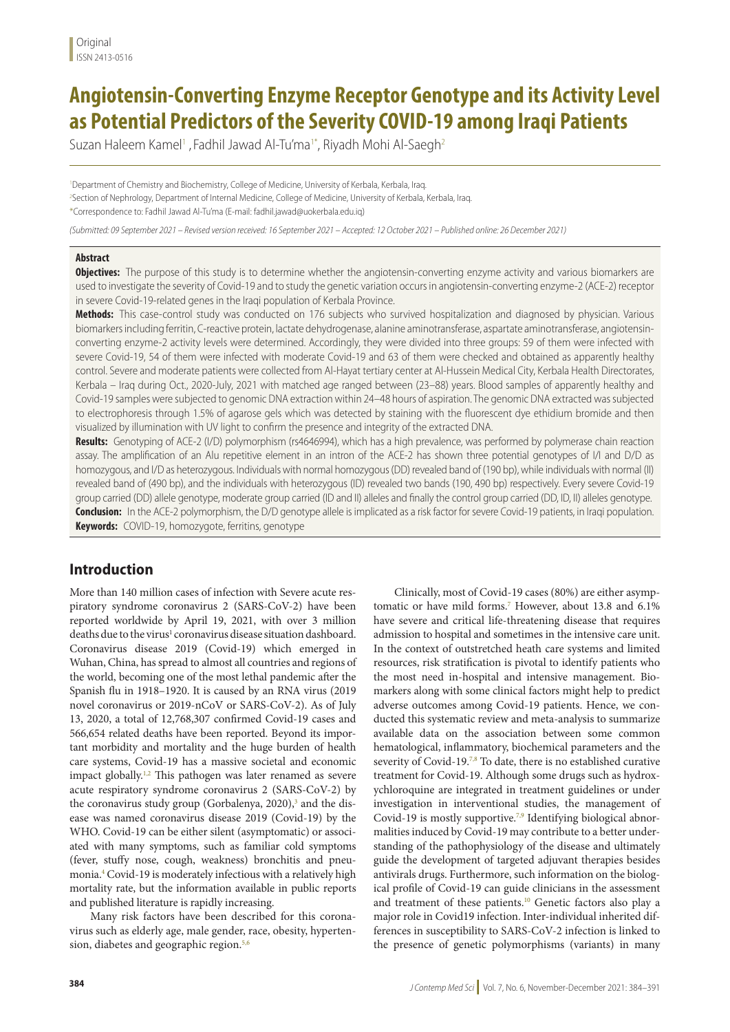Original
ISSN 2413-0516

# Angiotensin-Converting Enzyme Receptor Genotype and its Activity Level as Potential Predictors of the Severity COVID-19 among Iraqi Patients

Suzan Haleem Kamel[1], Fadhil Jawad Al-Tu'ma[1*], Riyadh Mohi Al-Saegh[2]

[1]Department of Chemistry and Biochemistry, College of Medicine, University of Kerbala, Kerbala, Iraq.
[2]Section of Nephrology, Department of Internal Medicine, College of Medicine, University of Kerbala, Kerbala, Iraq.
*Correspondence to: Fadhil Jawad Al-Tu'ma (E-mail: fadhil.jawad@uokerbala.edu.iq)

*(Submitted: 09 September 2021 – Revised version received: 16 September 2021 – Accepted: 12 October 2021 – Published online: 26 December 2021)*

## Abstract

**Objectives:** The purpose of this study is to determine whether the angiotensin-converting enzyme activity and various biomarkers are used to investigate the severity of Covid-19 and to study the genetic variation occurs in angiotensin-converting enzyme-2 (ACE-2) receptor in severe Covid-19-related genes in the Iraqi population of Kerbala Province.

**Methods:** This case-control study was conducted on 176 subjects who survived hospitalization and diagnosed by physician. Various biomarkers including ferritin, C-reactive protein, lactate dehydrogenase, alanine aminotransferase, aspartate aminotransferase, angiotensin-converting enzyme-2 activity levels were determined. Accordingly, they were divided into three groups: 59 of them were infected with severe Covid-19, 54 of them were infected with moderate Covid-19 and 63 of them were checked and obtained as apparently healthy control. Severe and moderate patients were collected from Al-Hayat tertiary center at Al-Hussein Medical City, Kerbala Health Directorates, Kerbala – Iraq during Oct., 2020-July, 2021 with matched age ranged between (23–88) years. Blood samples of apparently healthy and Covid-19 samples were subjected to genomic DNA extraction within 24–48 hours of aspiration. The genomic DNA extracted was subjected to electrophoresis through 1.5% of agarose gels which was detected by staining with the fluorescent dye ethidium bromide and then visualized by illumination with UV light to confirm the presence and integrity of the extracted DNA.

**Results:** Genotyping of ACE-2 (I/D) polymorphism (rs4646994), which has a high prevalence, was performed by polymerase chain reaction assay. The amplification of an Alu repetitive element in an intron of the ACE-2 has shown three potential genotypes of I/I and D/D as homozygous, and I/D as heterozygous. Individuals with normal homozygous (DD) revealed band of (190 bp), while individuals with normal (II) revealed band of (490 bp), and the individuals with heterozygous (ID) revealed two bands (190, 490 bp) respectively. Every severe Covid-19 group carried (DD) allele genotype, moderate group carried (ID and II) alleles and finally the control group carried (DD, ID, II) alleles genotype.

**Conclusion:** In the ACE-2 polymorphism, the D/D genotype allele is implicated as a risk factor for severe Covid-19 patients, in Iraqi population.

**Keywords:** COVID-19, homozygote, ferritins, genotype

## Introduction

More than 140 million cases of infection with Severe acute respiratory syndrome coronavirus 2 (SARS-CoV-2) have been reported worldwide by April 19, 2021, with over 3 million deaths due to the virus[1] coronavirus disease situation dashboard. Coronavirus disease 2019 (Covid-19) which emerged in Wuhan, China, has spread to almost all countries and regions of the world, becoming one of the most lethal pandemic after the Spanish flu in 1918–1920. It is caused by an RNA virus (2019 novel coronavirus or 2019-nCoV or SARS-CoV-2). As of July 13, 2020, a total of 12,768,307 confirmed Covid-19 cases and 566,654 related deaths have been reported. Beyond its important morbidity and mortality and the huge burden of health care systems, Covid-19 has a massive societal and economic impact globally.[1,2] This pathogen was later renamed as severe acute respiratory syndrome coronavirus 2 (SARS-CoV-2) by the coronavirus study group (Gorbalenya, 2020),[3] and the disease was named coronavirus disease 2019 (Covid-19) by the WHO. Covid-19 can be either silent (asymptomatic) or associated with many symptoms, such as familiar cold symptoms (fever, stuffy nose, cough, weakness) bronchitis and pneumonia.[4] Covid-19 is moderately infectious with a relatively high mortality rate, but the information available in public reports and published literature is rapidly increasing.

Many risk factors have been described for this coronavirus such as elderly age, male gender, race, obesity, hypertension, diabetes and geographic region.[5,6]

Clinically, most of Covid-19 cases (80%) are either asymptomatic or have mild forms.[7] However, about 13.8 and 6.1% have severe and critical life-threatening disease that requires admission to hospital and sometimes in the intensive care unit. In the context of outstretched heath care systems and limited resources, risk stratification is pivotal to identify patients who the most need in-hospital and intensive management. Biomarkers along with some clinical factors might help to predict adverse outcomes among Covid-19 patients. Hence, we conducted this systematic review and meta-analysis to summarize available data on the association between some common hematological, inflammatory, biochemical parameters and the severity of Covid-19.[7,8] To date, there is no established curative treatment for Covid-19. Although some drugs such as hydroxychloroquine are integrated in treatment guidelines or under investigation in interventional studies, the management of Covid-19 is mostly supportive.[7,9] Identifying biological abnormalities induced by Covid-19 may contribute to a better understanding of the pathophysiology of the disease and ultimately guide the development of targeted adjuvant therapies besides antivirals drugs. Furthermore, such information on the biological profile of Covid-19 can guide clinicians in the assessment and treatment of these patients.[10] Genetic factors also play a major role in Covid19 infection. Inter-individual inherited differences in susceptibility to SARS-CoV-2 infection is linked to the presence of genetic polymorphisms (variants) in many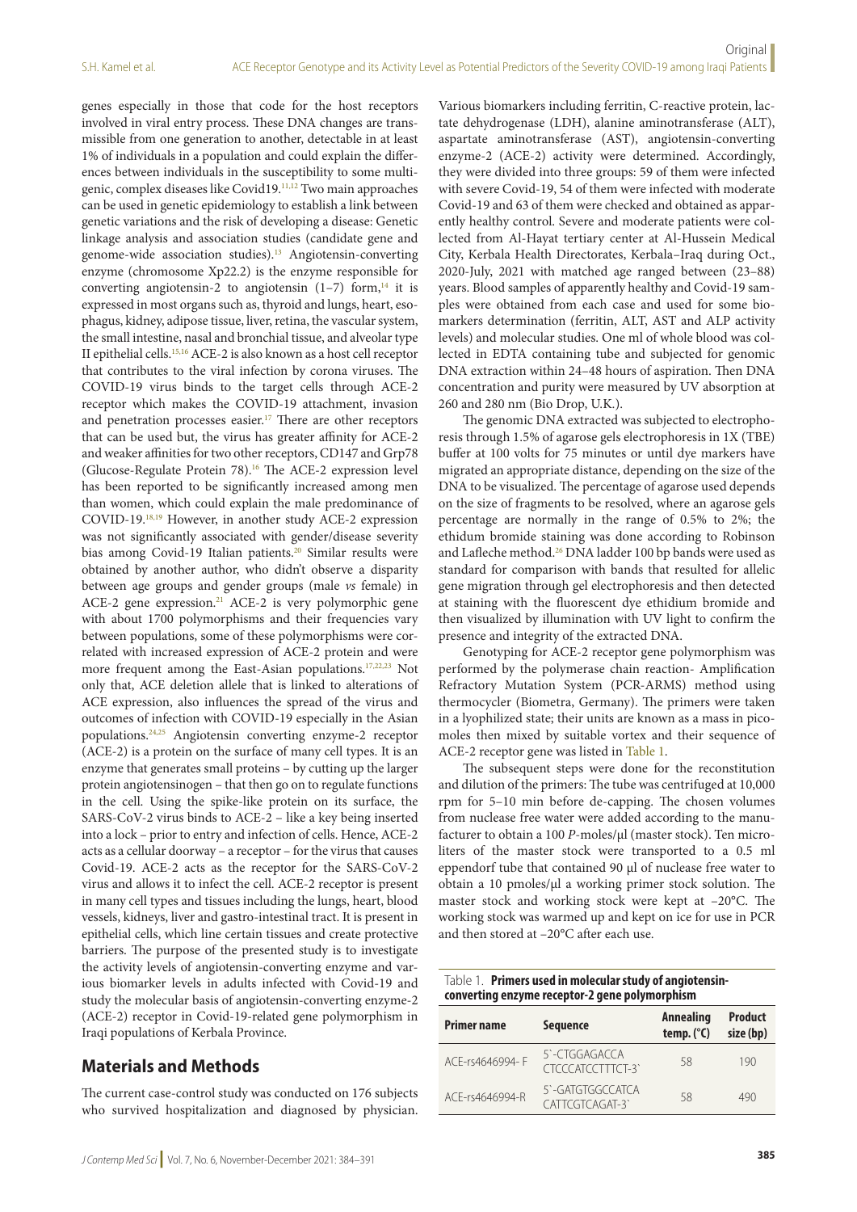genes especially in those that code for the host receptors involved in viral entry process. These DNA changes are transmissible from one generation to another, detectable in at least 1% of individuals in a population and could explain the differences between individuals in the susceptibility to some multigenic, complex diseases like Covid19.[11,12] Two main approaches can be used in genetic epidemiology to establish a link between genetic variations and the risk of developing a disease: Genetic linkage analysis and association studies (candidate gene and genome-wide association studies).[13] Angiotensin-converting enzyme (chromosome Xp22.2) is the enzyme responsible for converting angiotensin-2 to angiotensin (1–7) form,[14] it is expressed in most organs such as, thyroid and lungs, heart, esophagus, kidney, adipose tissue, liver, retina, the vascular system, the small intestine, nasal and bronchial tissue, and alveolar type II epithelial cells.[15,16] ACE-2 is also known as a host cell receptor that contributes to the viral infection by corona viruses. The COVID-19 virus binds to the target cells through ACE-2 receptor which makes the COVID-19 attachment, invasion and penetration processes easier.[17] There are other receptors that can be used but, the virus has greater affinity for ACE-2 and weaker affinities for two other receptors, CD147 and Grp78 (Glucose-Regulate Protein 78).[16] The ACE-2 expression level has been reported to be significantly increased among men than women, which could explain the male predominance of COVID-19.[18,19] However, in another study ACE-2 expression was not significantly associated with gender/disease severity bias among Covid-19 Italian patients.[20] Similar results were obtained by another author, who didn't observe a disparity between age groups and gender groups (male *vs* female) in ACE-2 gene expression.[21] ACE-2 is very polymorphic gene with about 1700 polymorphisms and their frequencies vary between populations, some of these polymorphisms were correlated with increased expression of ACE-2 protein and were more frequent among the East-Asian populations.[17,22,23] Not only that, ACE deletion allele that is linked to alterations of ACE expression, also influences the spread of the virus and outcomes of infection with COVID-19 especially in the Asian populations.[24,25] Angiotensin converting enzyme-2 receptor (ACE-2) is a protein on the surface of many cell types. It is an enzyme that generates small proteins – by cutting up the larger protein angiotensinogen – that then go on to regulate functions in the cell. Using the spike-like protein on its surface, the SARS-CoV-2 virus binds to ACE-2 – like a key being inserted into a lock – prior to entry and infection of cells. Hence, ACE-2 acts as a cellular doorway – a receptor – for the virus that causes Covid-19. ACE-2 acts as the receptor for the SARS-CoV-2 virus and allows it to infect the cell. ACE-2 receptor is present in many cell types and tissues including the lungs, heart, blood vessels, kidneys, liver and gastro-intestinal tract. It is present in epithelial cells, which line certain tissues and create protective barriers. The purpose of the presented study is to investigate the activity levels of angiotensin-converting enzyme and various biomarker levels in adults infected with Covid-19 and study the molecular basis of angiotensin-converting enzyme-2 (ACE-2) receptor in Covid-19-related gene polymorphism in Iraqi populations of Kerbala Province.

## Materials and Methods

The current case-control study was conducted on 176 subjects who survived hospitalization and diagnosed by physician. Various biomarkers including ferritin, C-reactive protein, lactate dehydrogenase (LDH), alanine aminotransferase (ALT), aspartate aminotransferase (AST), angiotensin-converting enzyme-2 (ACE-2) activity were determined. Accordingly, they were divided into three groups: 59 of them were infected with severe Covid-19, 54 of them were infected with moderate Covid-19 and 63 of them were checked and obtained as apparently healthy control. Severe and moderate patients were collected from Al-Hayat tertiary center at Al-Hussein Medical City, Kerbala Health Directorates, Kerbala–Iraq during Oct., 2020-July, 2021 with matched age ranged between (23–88) years. Blood samples of apparently healthy and Covid-19 samples were obtained from each case and used for some biomarkers determination (ferritin, ALT, AST and ALP activity levels) and molecular studies. One ml of whole blood was collected in EDTA containing tube and subjected for genomic DNA extraction within 24–48 hours of aspiration. Then DNA concentration and purity were measured by UV absorption at 260 and 280 nm (Bio Drop, U.K.).

The genomic DNA extracted was subjected to electrophoresis through 1.5% of agarose gels electrophoresis in 1X (TBE) buffer at 100 volts for 75 minutes or until dye markers have migrated an appropriate distance, depending on the size of the DNA to be visualized. The percentage of agarose used depends on the size of fragments to be resolved, where an agarose gels percentage are normally in the range of 0.5% to 2%; the ethidum bromide staining was done according to Robinson and Lafleche method.[26] DNA ladder 100 bp bands were used as standard for comparison with bands that resulted for allelic gene migration through gel electrophoresis and then detected at staining with the fluorescent dye ethidium bromide and then visualized by illumination with UV light to confirm the presence and integrity of the extracted DNA.

Genotyping for ACE-2 receptor gene polymorphism was performed by the polymerase chain reaction- Amplification Refractory Mutation System (PCR-ARMS) method using thermocycler (Biometra, Germany). The primers were taken in a lyophilized state; their units are known as a mass in picomoles then mixed by suitable vortex and their sequence of ACE-2 receptor gene was listed in Table 1.

The subsequent steps were done for the reconstitution and dilution of the primers: The tube was centrifuged at 10,000 rpm for 5–10 min before de-capping. The chosen volumes from nuclease free water were added according to the manufacturer to obtain a 100 *P*-moles/μl (master stock). Ten microliters of the master stock were transported to a 0.5 ml eppendorf tube that contained 90 μl of nuclease free water to obtain a 10 pmoles/μl a working primer stock solution. The master stock and working stock were kept at –20°C. The working stock was warmed up and kept on ice for use in PCR and then stored at –20°C after each use.

Table 1. **Primers used in molecular study of angiotensin-converting enzyme receptor-2 gene polymorphism**

| Primer name | Sequence | Annealing temp. (°C) | Product size (bp) |
| --- | --- | --- | --- |
| ACE-rs4646994- F | 5`-CTGGAGACCA CTCCCATCCTTTCT-3` | 58 | 190 |
| ACE-rs4646994-R | 5`-GATGTGGCCATCA CATTCGTCAGAT-3` | 58 | 490 |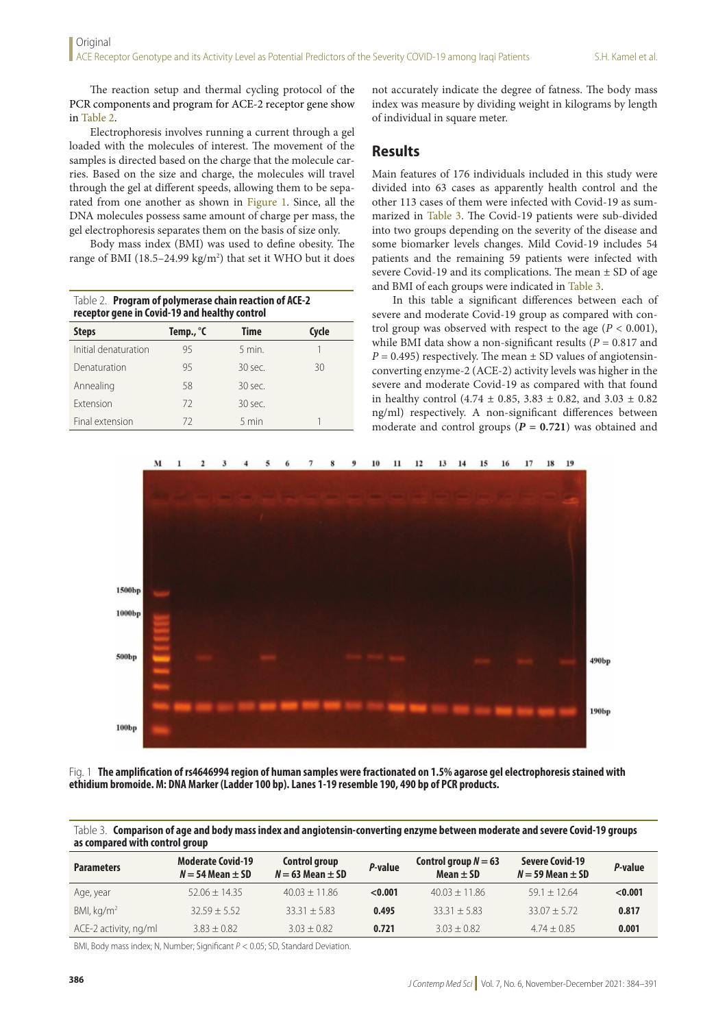The reaction setup and thermal cycling protocol of the PCR components and program for ACE-2 receptor gene show in Table 2.

Electrophoresis involves running a current through a gel loaded with the molecules of interest. The movement of the samples is directed based on the charge that the molecule carries. Based on the size and charge, the molecules will travel through the gel at different speeds, allowing them to be separated from one another as shown in Figure 1. Since, all the DNA molecules possess same amount of charge per mass, the gel electrophoresis separates them on the basis of size only.

Body mass index (BMI) was used to define obesity. The range of BMI (18.5–24.99 kg/m$^2$) that set it WHO but it does not accurately indicate the degree of fatness. The body mass index was measure by dividing weight in kilograms by length of individual in square meter.

Table 2. **Program of polymerase chain reaction of ACE-2 receptor gene in Covid-19 and healthy control**

| Steps | Temp., °C | Time | Cycle |
|---|---|---|---|
| Initial denaturation | 95 | 5 min. | 1 |
| Denaturation | 95 | 30 sec. | 30 |
| Annealing | 58 | 30 sec. | |
| Extension | 72 | 30 sec. | |
| Final extension | 72 | 5 min | 1 |

## Results

Main features of 176 individuals included in this study were divided into 63 cases as apparently health control and the other 113 cases of them were infected with Covid-19 as summarized in Table 3. The Covid-19 patients were sub-divided into two groups depending on the severity of the disease and some biomarker levels changes. Mild Covid-19 includes 54 patients and the remaining 59 patients were infected with severe Covid-19 and its complications. The mean ± SD of age and BMI of each groups were indicated in Table 3.

In this table a significant differences between each of severe and moderate Covid-19 group as compared with control group was observed with respect to the age ($P < 0.001$), while BMI data show a non-significant results ($P = 0.817$ and $P = 0.495$) respectively. The mean ± SD values of angiotensin-converting enzyme-2 (ACE-2) activity levels was higher in the severe and moderate Covid-19 as compared with that found in healthy control (4.74 ± 0.85, 3.83 ± 0.82, and 3.03 ± 0.82 ng/ml) respectively. A non-significant differences between moderate and control groups (**$P$ = 0.721**) was obtained and

M 1 2 3 4 5 6 7 8 9 10 11 12 13 14 15 16 17 18 19

1500bp
1000bp
500bp
100bp
490bp
190bp

Fig. 1 **The amplification of rs4646994 region of human samples were fractionated on 1.5% agarose gel electrophoresis stained with ethidium bromoide. M: DNA Marker (Ladder 100 bp). Lanes 1-19 resemble 190, 490 bp of PCR products.**

Table 3. **Comparison of age and body mass index and angiotensin-converting enzyme between moderate and severe Covid-19 groups as compared with control group**

| Parameters | Moderate Covid-19 $N = 54$ Mean ± SD | Control group $N = 63$ Mean ± SD | $P$-value | Control group $N = 63$ Mean ± SD | Severe Covid-19 $N = 59$ Mean ± SD | $P$-value |
|---|---|---|---|---|---|---|
| Age, year | 52.06 ± 14.35 | 40.03 ± 11.86 | **<0.001** | 40.03 ± 11.86 | 59.1 ± 12.64 | **<0.001** |
| BMI, kg/m$^2$ | 32.59 ± 5.52 | 33.31 ± 5.83 | **0.495** | 33.31 ± 5.83 | 33.07 ± 5.72 | **0.817** |
| ACE-2 activity, ng/ml | 3.83 ± 0.82 | 3.03 ± 0.82 | **0.721** | 3.03 ± 0.82 | 4.74 ± 0.85 | **0.001** |

BMI, Body mass index; N, Number; Significant $P < 0.05$; SD, Standard Deviation.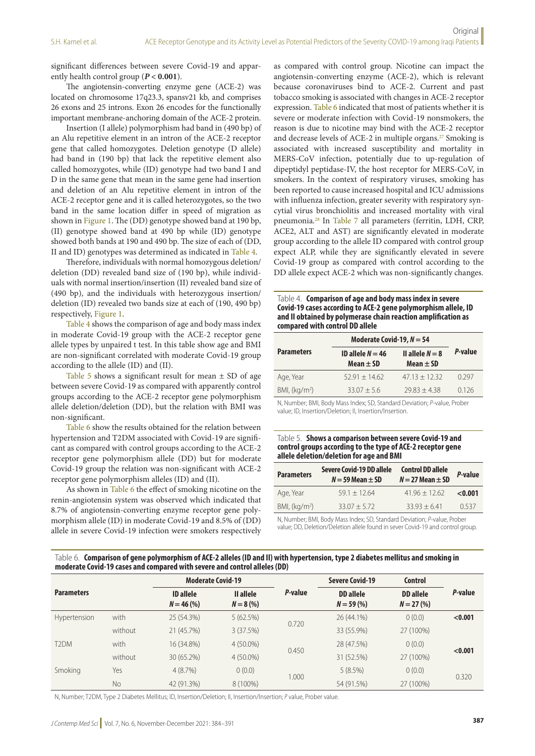significant differences between severe Covid-19 and apparently health control group (***P* < 0.001**).

The angiotensin-converting enzyme gene (ACE-2) was located on chromosome 17q23.3, spansv21 kb, and comprises 26 exons and 25 introns. Exon 26 encodes for the functionally important membrane-anchoring domain of the ACE-2 protein.

Insertion (I allele) polymorphism had band in (490 bp) of an Alu repetitive element in an intron of the ACE-2 receptor gene that called homozygotes. Deletion genotype (D allele) had band in (190 bp) that lack the repetitive element also called homozygotes, while (ID) genotype had two band I and D in the same gene that mean in the same gene had insertion and deletion of an Alu repetitive element in intron of the ACE-2 receptor gene and it is called heterozygotes, so the two band in the same location differ in speed of migration as shown in Figure 1. The (DD) genotype showed band at 190 bp, (II) genotype showed band at 490 bp while (ID) genotype showed both bands at 190 and 490 bp. The size of each of (DD, II and ID) genotypes was determined as indicated in Table 4.

Therefore, individuals with normal homozygous deletion/deletion (DD) revealed band size of (190 bp), while individuals with normal insertion/insertion (II) revealed band size of (490 bp), and the individuals with heterozygous insertion/deletion (ID) revealed two bands size at each of (190, 490 bp) respectively, Figure 1.

Table 4 shows the comparison of age and body mass index in moderate Covid-19 group with the ACE-2 receptor gene allele types by unpaired t test. In this table show age and BMI are non-significant correlated with moderate Covid-19 group according to the allele (ID) and (II).

Table 5 shows a significant result for mean ± SD of age between severe Covid-19 as compared with apparently control groups according to the ACE-2 receptor gene polymorphism allele deletion/deletion (DD), but the relation with BMI was non-significant.

Table 6 show the results obtained for the relation between hypertension and T2DM associated with Covid-19 are significant as compared with control groups according to the ACE-2 receptor gene polymorphism allele (DD) but for moderate Covid-19 group the relation was non-significant with ACE-2 receptor gene polymorphism alleles (ID) and (II).

As shown in Table 6 the effect of smoking nicotine on the renin-angiotensin system was observed which indicated that 8.7% of angiotensin-converting enzyme receptor gene polymorphism allele (ID) in moderate Covid-19 and 8.5% of (DD) allele in severe Covid-19 infection were smokers respectively as compared with control group. Nicotine can impact the angiotensin-converting enzyme (ACE-2), which is relevant because coronaviruses bind to ACE-2. Current and past tobacco smoking is associated with changes in ACE-2 receptor expression. Table 6 indicated that most of patients whether it is severe or moderate infection with Covid-19 nonsmokers, the reason is due to nicotine may bind with the ACE-2 receptor and decrease levels of ACE-2 in multiple organs.[27] Smoking is associated with increased susceptibility and mortality in MERS-CoV infection, potentially due to up-regulation of dipeptidyl peptidase-IV, the host receptor for MERS-CoV, in smokers. In the context of respiratory viruses, smoking has been reported to cause increased hospital and ICU admissions with influenza infection, greater severity with respiratory syncytial virus bronchiolitis and increased mortality with viral pneumonia.[28] In Table 7 all parameters (ferritin, LDH, CRP, ACE2, ALT and AST) are significantly elevated in moderate group according to the allele ID compared with control group expect ALP, while they are significantly elevated in severe Covid-19 group as compared with control according to the DD allele expect ACE-2 which was non-significantly changes.

Table 4. **Comparison of age and body mass index in severe Covid-19 cases according to ACE-2 gene polymorphism allele, ID and II obtained by polymerase chain reaction amplification as compared with control DD allele**

| Parameters | Moderate Covid-19, $N = 54$ | | *P*-value |
|---|---|---|---|
| | ID allele $N = 46$ Mean ± SD | II allele $N = 8$ Mean ± SD | |
| Age, Year | 52.91 ± 14.62 | 47.13 ± 12.32 | 0.297 |
| BMI, (kg/m$^2$) | 33.07 ± 5.6 | 29.83 ± 4.38 | 0.126 |

N, Number; BMI, Body Mass Index; SD, Standard Deviation; *P*-value, Prober value; ID, Insertion/Deletion; II, Insertion/Insertion.

Table 5. **Shows a comparison between severe Covid-19 and control groups according to the type of ACE-2 receptor gene allele deletion/deletion for age and BMI**

| Parameters | Severe Covid-19 DD allele $N = 59$ Mean ± SD | Control DD allele $N = 27$ Mean ± SD | *P*-value |
|---|---|---|---|
| Age, Year | 59.1 ± 12.64 | 41.96 ± 12.62 | **<0.001** |
| BMI, (kg/m$^2$) | 33.07 ± 5.72 | 33.93 ± 6.41 | 0.537 |

N, Number; BMI, Body Mass Index; SD, Standard Deviation; *P*-value, Prober value; DD, Deletion/Deletion allele found in sever Covid-19 and control group.

Table 6. **Comparison of gene polymorphism of ACE-2 alleles (ID and II) with hypertension, type 2 diabetes mellitus and smoking in moderate Covid-19 cases and compared with severe and control alleles (DD)**

| Parameters | | Moderate Covid-19 | | *P*-value | Severe Covid-19 | Control | *P*-value |
|---|---|---|---|---|---|---|---|
| | | ID allele $N = 46$ (%) | II allele $N = 8$ (%) | | DD allele $N = 59$ (%) | DD allele $N = 27$ (%) | |
| Hypertension | with | 25 (54.3%) | 5 (62.5%) | 0.720 | 26 (44.1%) | 0 (0.0) | **<0.001** |
| | without | 21 (45.7%) | 3 (37.5%) | | 33 (55.9%) | 27 (100%) | |
| T2DM | with | 16 (34.8%) | 4 (50.0%) | 0.450 | 28 (47.5%) | 0 (0.0) | **<0.001** |
| | without | 30 (65.2%) | 4 (50.0%) | | 31 (52.5%) | 27 (100%) | |
| Smoking | Yes | 4 (8.7%) | 0 (0.0) | 1.000 | 5 (8.5%) | 0 (0.0) | 0.320 |
| | No | 42 (91.3%) | 8 (100%) | | 54 (91.5%) | 27 (100%) | |

N, Number; T2DM, Type 2 Diabetes Mellitus; ID, Insertion/Deletion; II, Insertion/Insertion; *P* value, Prober value.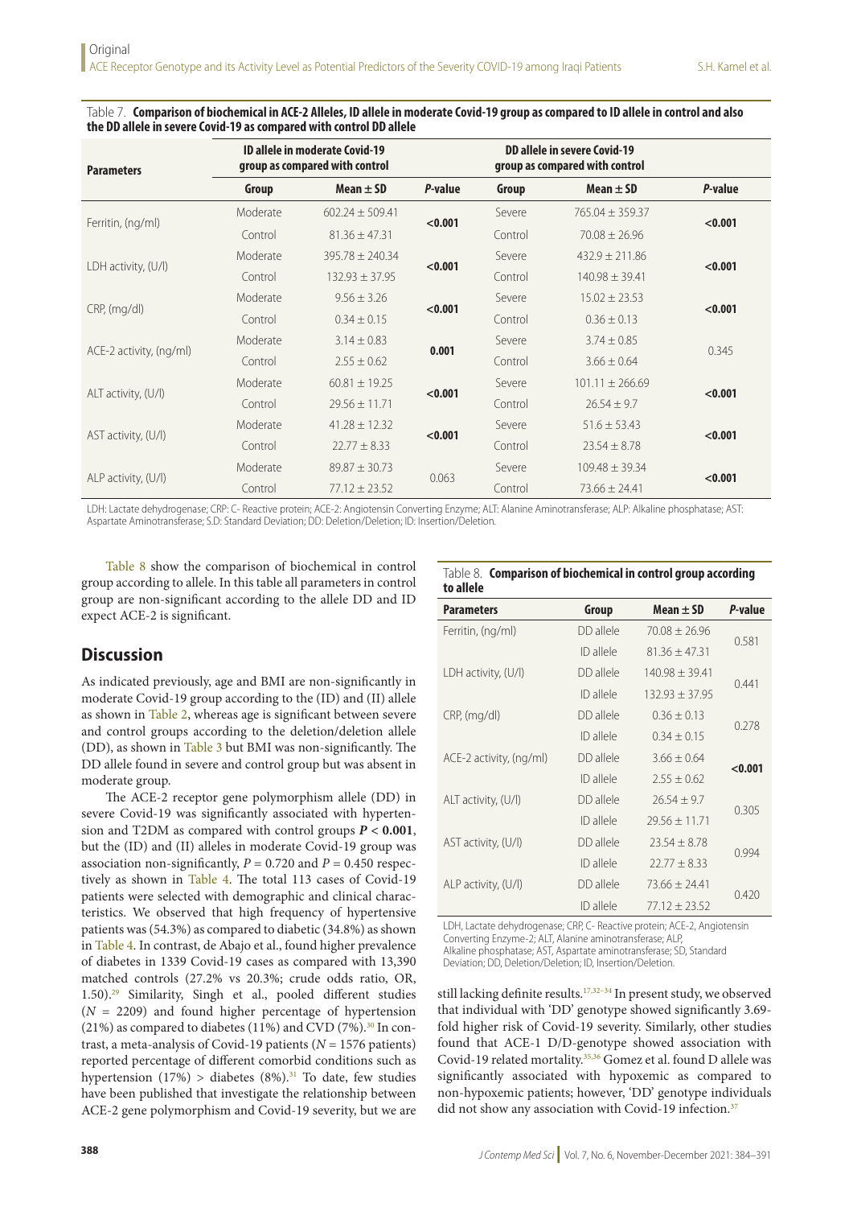Table 7. **Comparison of biochemical in ACE-2 Alleles, ID allele in moderate Covid-19 group as compared to ID allele in control and also the DD allele in severe Covid-19 as compared with control DD allele**

| Parameters | ID allele in moderate Covid-19 group as compared with control | | | DD allele in severe Covid-19 group as compared with control | | |
|---|---|---|---|---|---|---|
| | Group | Mean ± SD | *P*-value | Group | Mean ± SD | *P*-value |
| Ferritin, (ng/ml) | Moderate | 602.24 ± 509.41 | **<0.001** | Severe | 765.04 ± 359.37 | **<0.001** |
| | Control | 81.36 ± 47.31 | | Control | 70.08 ± 26.96 | |
| LDH activity, (U/l) | Moderate | 395.78 ± 240.34 | **<0.001** | Severe | 432.9 ± 211.86 | **<0.001** |
| | Control | 132.93 ± 37.95 | | Control | 140.98 ± 39.41 | |
| CRP, (mg/dl) | Moderate | 9.56 ± 3.26 | **<0.001** | Severe | 15.02 ± 23.53 | **<0.001** |
| | Control | 0.34 ± 0.15 | | Control | 0.36 ± 0.13 | |
| ACE-2 activity, (ng/ml) | Moderate | 3.14 ± 0.83 | **0.001** | Severe | 3.74 ± 0.85 | 0.345 |
| | Control | 2.55 ± 0.62 | | Control | 3.66 ± 0.64 | |
| ALT activity, (U/l) | Moderate | 60.81 ± 19.25 | **<0.001** | Severe | 101.11 ± 266.69 | **<0.001** |
| | Control | 29.56 ± 11.71 | | Control | 26.54 ± 9.7 | |
| AST activity, (U/l) | Moderate | 41.28 ± 12.32 | **<0.001** | Severe | 51.6 ± 53.43 | **<0.001** |
| | Control | 22.77 ± 8.33 | | Control | 23.54 ± 8.78 | |
| ALP activity, (U/l) | Moderate | 89.87 ± 30.73 | 0.063 | Severe | 109.48 ± 39.34 | **<0.001** |
| | Control | 77.12 ± 23.52 | | Control | 73.66 ± 24.41 | |

LDH: Lactate dehydrogenase; CRP: C- Reactive protein; ACE-2: Angiotensin Converting Enzyme; ALT: Alanine Aminotransferase; ALP: Alkaline phosphatase; AST: Aspartate Aminotransferase; S.D: Standard Deviation; DD: Deletion/Deletion; ID: Insertion/Deletion.

Table 8 show the comparison of biochemical in control group according to allele. In this table all parameters in control group are non-significant according to the allele DD and ID expect ACE-2 is significant.

Table 8. **Comparison of biochemical in control group according to allele**

| Parameters | Group | Mean ± SD | *P*-value |
|---|---|---|---|
| Ferritin, (ng/ml) | DD allele | 70.08 ± 26.96 | 0.581 |
| | ID allele | 81.36 ± 47.31 | |
| LDH activity, (U/l) | DD allele | 140.98 ± 39.41 | 0.441 |
| | ID allele | 132.93 ± 37.95 | |
| CRP, (mg/dl) | DD allele | 0.36 ± 0.13 | 0.278 |
| | ID allele | 0.34 ± 0.15 | |
| ACE-2 activity, (ng/ml) | DD allele | 3.66 ± 0.64 | **<0.001** |
| | ID allele | 2.55 ± 0.62 | |
| ALT activity, (U/l) | DD allele | 26.54 ± 9.7 | 0.305 |
| | ID allele | 29.56 ± 11.71 | |
| AST activity, (U/l) | DD allele | 23.54 ± 8.78 | 0.994 |
| | ID allele | 22.77 ± 8.33 | |
| ALP activity, (U/l) | DD allele | 73.66 ± 24.41 | 0.420 |
| | ID allele | 77.12 ± 23.52 | |

LDH, Lactate dehydrogenase; CRP, C- Reactive protein; ACE-2, Angiotensin Converting Enzyme-2; ALT, Alanine aminotransferase; ALP, Alkaline phosphatase; AST, Aspartate aminotransferase; SD, Standard Deviation; DD, Deletion/Deletion; ID, Insertion/Deletion.

## Discussion

As indicated previously, age and BMI are non-significantly in moderate Covid-19 group according to the (ID) and (II) allele as shown in Table 2, whereas age is significant between severe and control groups according to the deletion/deletion allele (DD), as shown in Table 3 but BMI was non-significantly. The DD allele found in severe and control group but was absent in moderate group.

The ACE-2 receptor gene polymorphism allele (DD) in severe Covid-19 was significantly associated with hypertension and T2DM as compared with control groups $P < 0.001$, but the (ID) and (II) alleles in moderate Covid-19 group was association non-significantly, $P = 0.720$ and $P = 0.450$ respectively as shown in Table 4. The total 113 cases of Covid-19 patients were selected with demographic and clinical characteristics. We observed that high frequency of hypertensive patients was (54.3%) as compared to diabetic (34.8%) as shown in Table 4. In contrast, de Abajo et al., found higher prevalence of diabetes in 1339 Covid-19 cases as compared with 13,390 matched controls (27.2% vs 20.3%; crude odds ratio, OR, 1.50).[29] Similarity, Singh et al., pooled different studies ($N$ = 2209) and found higher percentage of hypertension (21%) as compared to diabetes (11%) and CVD (7%).[30] In contrast, a meta-analysis of Covid-19 patients ($N$ = 1576 patients) reported percentage of different comorbid conditions such as hypertension (17%) > diabetes (8%).[31] To date, few studies have been published that investigate the relationship between ACE-2 gene polymorphism and Covid-19 severity, but we are still lacking definite results.[17,32–34] In present study, we observed that individual with 'DD' genotype showed significantly 3.69-fold higher risk of Covid-19 severity. Similarly, other studies found that ACE-1 D/D-genotype showed association with Covid-19 related mortality.[35,36] Gomez et al. found D allele was significantly associated with hypoxemic as compared to non-hypoxemic patients; however, 'DD' genotype individuals did not show any association with Covid-19 infection.[37]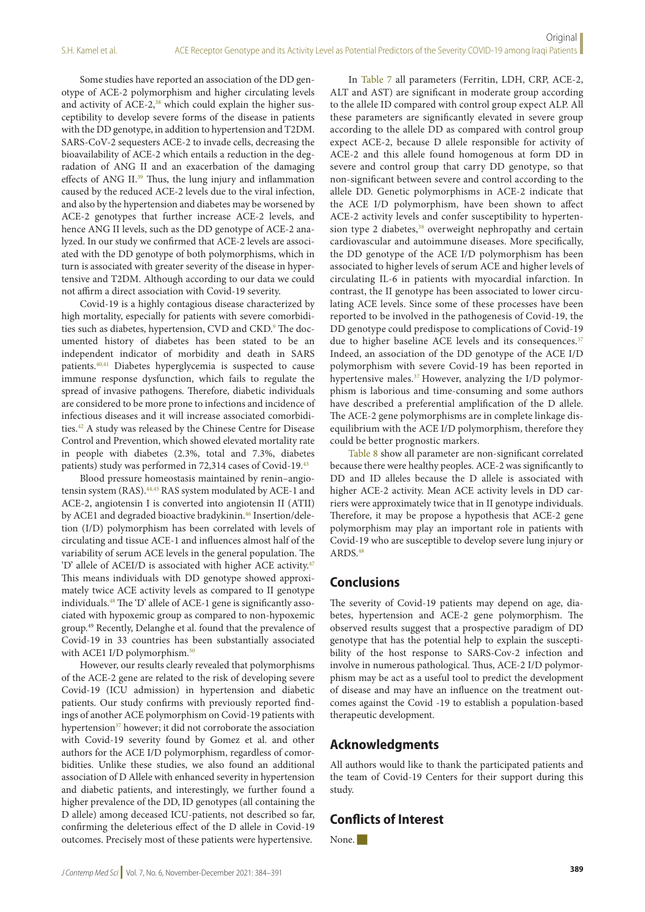Some studies have reported an association of the DD genotype of ACE-2 polymorphism and higher circulating levels and activity of ACE-2,[38] which could explain the higher susceptibility to develop severe forms of the disease in patients with the DD genotype, in addition to hypertension and T2DM. SARS-CoV-2 sequesters ACE-2 to invade cells, decreasing the bioavailability of ACE-2 which entails a reduction in the degradation of ANG II and an exacerbation of the damaging effects of ANG II.[39] Thus, the lung injury and inflammation caused by the reduced ACE-2 levels due to the viral infection, and also by the hypertension and diabetes may be worsened by ACE-2 genotypes that further increase ACE-2 levels, and hence ANG II levels, such as the DD genotype of ACE-2 analyzed. In our study we confirmed that ACE-2 levels are associated with the DD genotype of both polymorphisms, which in turn is associated with greater severity of the disease in hypertensive and T2DM. Although according to our data we could not affirm a direct association with Covid-19 severity.

Covid-19 is a highly contagious disease characterized by high mortality, especially for patients with severe comorbidities such as diabetes, hypertension, CVD and CKD.[9] The documented history of diabetes has been stated to be an independent indicator of morbidity and death in SARS patients.[40,41] Diabetes hyperglycemia is suspected to cause immune response dysfunction, which fails to regulate the spread of invasive pathogens. Therefore, diabetic individuals are considered to be more prone to infections and incidence of infectious diseases and it will increase associated comorbidities.[42] A study was released by the Chinese Centre for Disease Control and Prevention, which showed elevated mortality rate in people with diabetes (2.3%, total and 7.3%, diabetes patients) study was performed in 72,314 cases of Covid-19.[43]

Blood pressure homeostasis maintained by renin–angiotensin system (RAS).[44,45] RAS system modulated by ACE-1 and ACE-2, angiotensin I is converted into angiotensin II (ATII) by ACE1 and degraded bioactive bradykinin.[46] Insertion/deletion (I/D) polymorphism has been correlated with levels of circulating and tissue ACE-1 and influences almost half of the variability of serum ACE levels in the general population. The 'D' allele of ACEI/D is associated with higher ACE activity.[47] This means individuals with DD genotype showed approximately twice ACE activity levels as compared to II genotype individuals.[48] The 'D' allele of ACE-1 gene is significantly associated with hypoxemic group as compared to non-hypoxemic group.[49] Recently, Delanghe et al. found that the prevalence of Covid-19 in 33 countries has been substantially associated with ACE1 I/D polymorphism.[50]

However, our results clearly revealed that polymorphisms of the ACE-2 gene are related to the risk of developing severe Covid-19 (ICU admission) in hypertension and diabetic patients. Our study confirms with previously reported findings of another ACE polymorphism on Covid-19 patients with hypertension[37] however; it did not corroborate the association with Covid-19 severity found by Gomez et al. and other authors for the ACE I/D polymorphism, regardless of comorbidities. Unlike these studies, we also found an additional association of D Allele with enhanced severity in hypertension and diabetic patients, and interestingly, we further found a higher prevalence of the DD, ID genotypes (all containing the D allele) among deceased ICU-patients, not described so far, confirming the deleterious effect of the D allele in Covid-19 outcomes. Precisely most of these patients were hypertensive.

In Table 7 all parameters (Ferritin, LDH, CRP, ACE-2, ALT and AST) are significant in moderate group according to the allele ID compared with control group expect ALP. All these parameters are significantly elevated in severe group according to the allele DD as compared with control group expect ACE-2, because D allele responsible for activity of ACE-2 and this allele found homogenous at form DD in severe and control group that carry DD genotype, so that non-significant between severe and control according to the allele DD. Genetic polymorphisms in ACE-2 indicate that the ACE I/D polymorphism, have been shown to affect ACE-2 activity levels and confer susceptibility to hypertension type 2 diabetes,[38] overweight nephropathy and certain cardiovascular and autoimmune diseases. More specifically, the DD genotype of the ACE I/D polymorphism has been associated to higher levels of serum ACE and higher levels of circulating IL-6 in patients with myocardial infarction. In contrast, the II genotype has been associated to lower circulating ACE levels. Since some of these processes have been reported to be involved in the pathogenesis of Covid-19, the DD genotype could predispose to complications of Covid-19 due to higher baseline ACE levels and its consequences.[37] Indeed, an association of the DD genotype of the ACE I/D polymorphism with severe Covid-19 has been reported in hypertensive males.[37] However, analyzing the I/D polymorphism is laborious and time-consuming and some authors have described a preferential amplification of the D allele. The ACE-2 gene polymorphisms are in complete linkage disequilibrium with the ACE I/D polymorphism, therefore they could be better prognostic markers.

Table 8 show all parameter are non-significant correlated because there were healthy peoples. ACE-2 was significantly to DD and ID alleles because the D allele is associated with higher ACE-2 activity. Mean ACE activity levels in DD carriers were approximately twice that in II genotype individuals. Therefore, it may be propose a hypothesis that ACE-2 gene polymorphism may play an important role in patients with Covid-19 who are susceptible to develop severe lung injury or ARDS.[48]

## Conclusions

The severity of Covid-19 patients may depend on age, diabetes, hypertension and ACE-2 gene polymorphism. The observed results suggest that a prospective paradigm of DD genotype that has the potential help to explain the susceptibility of the host response to SARS-Cov-2 infection and involve in numerous pathological. Thus, ACE-2 I/D polymorphism may be act as a useful tool to predict the development of disease and may have an influence on the treatment outcomes against the Covid -19 to establish a population-based therapeutic development.

## Acknowledgments

All authors would like to thank the participated patients and the team of Covid-19 Centers for their support during this study.

## Conflicts of Interest

None.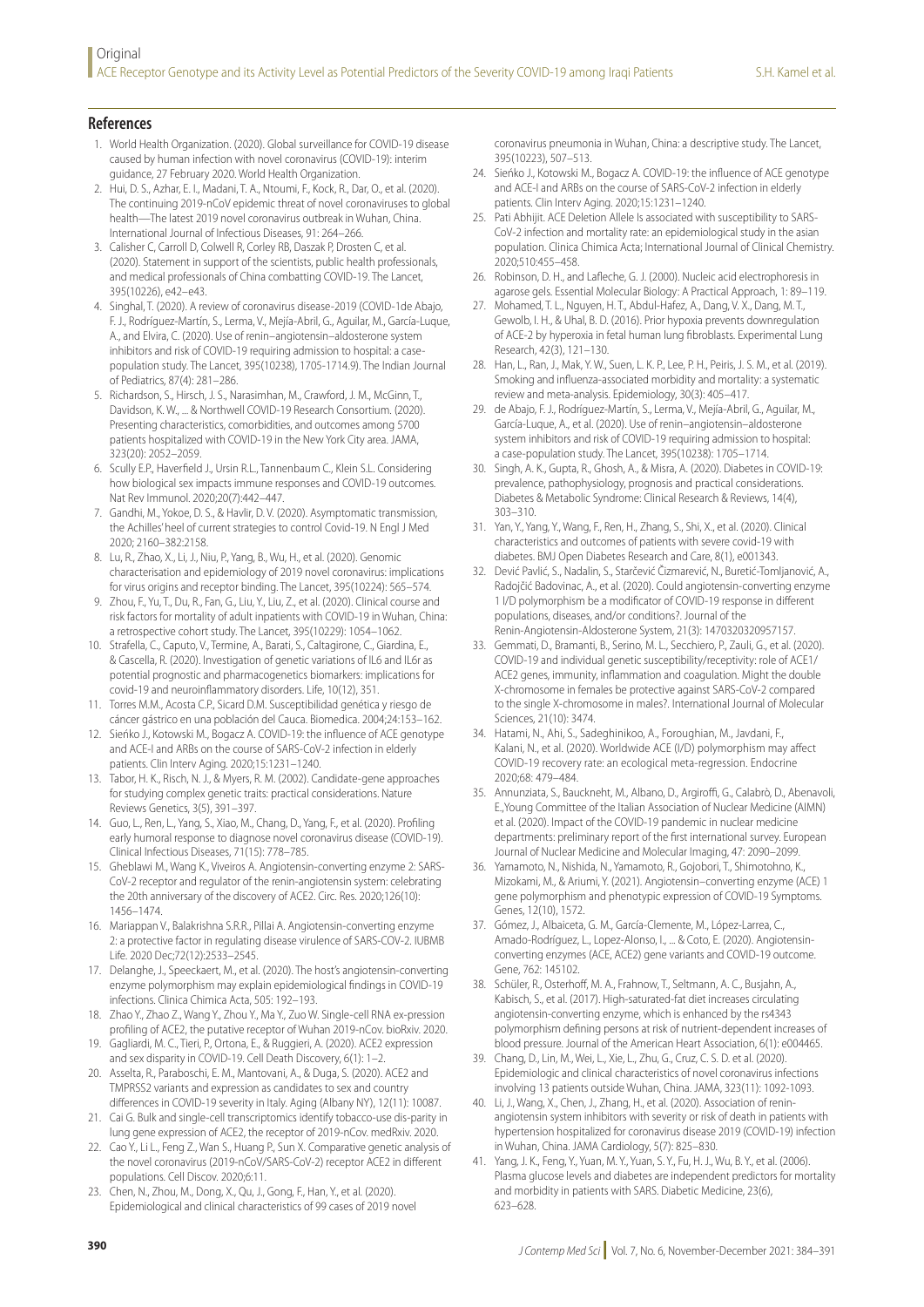## References

1. World Health Organization. (2020). Global surveillance for COVID-19 disease caused by human infection with novel coronavirus (COVID-19): interim guidance, 27 February 2020. World Health Organization.
2. Hui, D. S., Azhar, E. I., Madani, T. A., Ntoumi, F., Kock, R., Dar, O., et al. (2020). The continuing 2019-nCoV epidemic threat of novel coronaviruses to global health—The latest 2019 novel coronavirus outbreak in Wuhan, China. International Journal of Infectious Diseases, 91: 264–266.
3. Calisher C, Carroll D, Colwell R, Corley RB, Daszak P, Drosten C, et al. (2020). Statement in support of the scientists, public health professionals, and medical professionals of China combatting COVID-19. The Lancet, 395(10226), e42–e43.
4. Singhal, T. (2020). A review of coronavirus disease-2019 (COVID-1de Abajo, F. J., Rodríguez-Martín, S., Lerma, V., Mejía-Abril, G., Aguilar, M., García-Luque, A., and Elvira, C. (2020). Use of renin–angiotensin–aldosterone system inhibitors and risk of COVID-19 requiring admission to hospital: a case-population study. The Lancet, 395(10238), 1705-1714.9). The Indian Journal of Pediatrics, 87(4): 281–286.
5. Richardson, S., Hirsch, J. S., Narasimhan, M., Crawford, J. M., McGinn, T., Davidson, K. W., ... & Northwell COVID-19 Research Consortium. (2020). Presenting characteristics, comorbidities, and outcomes among 5700 patients hospitalized with COVID-19 in the New York City area. JAMA, 323(20): 2052–2059.
6. Scully E.P., Haverfield J., Ursin R.L., Tannenbaum C., Klein S.L. Considering how biological sex impacts immune responses and COVID-19 outcomes. Nat Rev Immunol. 2020;20(7):442–447.
7. Gandhi, M., Yokoe, D. S., & Havlir, D. V. (2020). Asymptomatic transmission, the Achilles' heel of current strategies to control Covid-19. N Engl J Med 2020; 2160–382:2158.
8. Lu, R., Zhao, X., Li, J., Niu, P., Yang, B., Wu, H., et al. (2020). Genomic characterisation and epidemiology of 2019 novel coronavirus: implications for virus origins and receptor binding. The Lancet, 395(10224): 565–574.
9. Zhou, F., Yu, T., Du, R., Fan, G., Liu, Y., Liu, Z., et al. (2020). Clinical course and risk factors for mortality of adult inpatients with COVID-19 in Wuhan, China: a retrospective cohort study. The Lancet, 395(10229): 1054–1062.
10. Strafella, C., Caputo, V., Termine, A., Barati, S., Caltagirone, C., Giardina, E., & Cascella, R. (2020). Investigation of genetic variations of IL6 and IL6r as potential prognostic and pharmacogenetics biomarkers: implications for covid-19 and neuroinflammatory disorders. Life, 10(12), 351.
11. Torres M.M., Acosta C.P., Sicard D.M. Susceptibilidad genética y riesgo de cáncer gástrico en una población del Cauca. Biomedica. 2004;24:153–162.
12. Sieńko J., Kotowski M., Bogacz A. COVID-19: the influence of ACE genotype and ACE-I and ARBs on the course of SARS-CoV-2 infection in elderly patients. Clin Interv Aging. 2020;15:1231–1240.
13. Tabor, H. K., Risch, N. J., & Myers, R. M. (2002). Candidate-gene approaches for studying complex genetic traits: practical considerations. Nature Reviews Genetics, 3(5), 391–397.
14. Guo, L., Ren, L., Yang, S., Xiao, M., Chang, D., Yang, F., et al. (2020). Profiling early humoral response to diagnose novel coronavirus disease (COVID-19). Clinical Infectious Diseases, 71(15): 778–785.
15. Gheblawi M., Wang K., Viveiros A. Angiotensin-converting enzyme 2: SARS-CoV-2 receptor and regulator of the renin-angiotensin system: celebrating the 20th anniversary of the discovery of ACE2. Circ. Res. 2020;126(10): 1456–1474.
16. Mariappan V., Balakrishna S.R.R., Pillai A. Angiotensin-converting enzyme 2: a protective factor in regulating disease virulence of SARS-COV-2. IUBMB Life. 2020 Dec;72(12):2533–2545.
17. Delanghe, J., Speeckaert, M., et al. (2020). The host's angiotensin-converting enzyme polymorphism may explain epidemiological findings in COVID-19 infections. Clinica Chimica Acta, 505: 192–193.
18. Zhao Y., Zhao Z., Wang Y., Zhou Y., Ma Y., Zuo W. Single-cell RNA ex-pression profiling of ACE2, the putative receptor of Wuhan 2019-nCov. bioRxiv. 2020.
19. Gagliardi, M. C., Tieri, P., Ortona, E., & Ruggieri, A. (2020). ACE2 expression and sex disparity in COVID-19. Cell Death Discovery, 6(1): 1–2.
20. Asselta, R., Paraboschi, E. M., Mantovani, A., & Duga, S. (2020). ACE2 and TMPRSS2 variants and expression as candidates to sex and country differences in COVID-19 severity in Italy. Aging (Albany NY), 12(11): 10087.
21. Cai G. Bulk and single-cell transcriptomics identify tobacco-use dis-parity in lung gene expression of ACE2, the receptor of 2019-nCov. medRxiv. 2020.
22. Cao Y., Li L., Feng Z., Wan S., Huang P., Sun X. Comparative genetic analysis of the novel coronavirus (2019-nCoV/SARS-CoV-2) receptor ACE2 in different populations. Cell Discov. 2020;6:11.
23. Chen, N., Zhou, M., Dong, X., Qu, J., Gong, F., Han, Y., et al. (2020). Epidemiological and clinical characteristics of 99 cases of 2019 novel coronavirus pneumonia in Wuhan, China: a descriptive study. The Lancet, 395(10223), 507–513.
24. Sieńko J., Kotowski M., Bogacz A. COVID-19: the influence of ACE genotype and ACE-I and ARBs on the course of SARS-CoV-2 infection in elderly patients. Clin Interv Aging. 2020;15:1231–1240.
25. Pati Abhijit. ACE Deletion Allele Is associated with susceptibility to SARS-CoV-2 infection and mortality rate: an epidemiological study in the asian population. Clinica Chimica Acta; International Journal of Clinical Chemistry. 2020;510:455–458.
26. Robinson, D. H., and Lafleche, G. J. (2000). Nucleic acid electrophoresis in agarose gels. Essential Molecular Biology: A Practical Approach, 1: 89–119.
27. Mohamed, T. L., Nguyen, H. T., Abdul-Hafez, A., Dang, V. X., Dang, M. T., Gewolb, I. H., & Uhal, B. D. (2016). Prior hypoxia prevents downregulation of ACE-2 by hyperoxia in fetal human lung fibroblasts. Experimental Lung Research, 42(3), 121–130.
28. Han, L., Ran, J., Mak, Y. W., Suen, L. K. P., Lee, P. H., Peiris, J. S. M., et al. (2019). Smoking and influenza-associated morbidity and mortality: a systematic review and meta-analysis. Epidemiology, 30(3), 405–417.
29. de Abajo, F. J., Rodríguez-Martín, S., Lerma, V., Mejía-Abril, G., Aguilar, M., García-Luque, A., et al. (2020). Use of renin–angiotensin–aldosterone system inhibitors and risk of COVID-19 requiring admission to hospital: a case-population study. The Lancet, 395(10238): 1705–1714.
30. Singh, A. K., Gupta, R., Ghosh, A., & Misra, A. (2020). Diabetes in COVID-19: prevalence, pathophysiology, prognosis and practical considerations. Diabetes & Metabolic Syndrome: Clinical Research & Reviews, 14(4), 303–310.
31. Yan, Y., Yang, Y., Wang, F., Ren, H., Zhang, S., Shi, X., et al. (2020). Clinical characteristics and outcomes of patients with severe covid-19 with diabetes. BMJ Open Diabetes Research and Care, 8(1), e001343.
32. Dević Pavlić, S., Nadalin, S., Starčević Čizmarević, N., Buretić-Tomljanović, A., Radojčić Badovinac, A., et al. (2020). Could angiotensin-converting enzyme 1 I/D polymorphism be a modificator of COVID-19 response in different populations, diseases, and/or conditions?. Journal of the Renin-Angiotensin-Aldosterone System, 21(3): 1470320320957157.
33. Gemmati, D., Bramanti, B., Serino, M. L., Secchiero, P., Zauli, G., et al. (2020). COVID-19 and individual genetic susceptibility/receptivity: role of ACE1/ACE2 genes, immunity, inflammation and coagulation. Might the double X-chromosome in females be protective against SARS-CoV-2 compared to the single X-chromosome in males?. International Journal of Molecular Sciences, 21(10): 3474.
34. Hatami, N., Ahi, S., Sadeghinikoo, A., Foroughian, M., Javdani, F., Kalani, N., et al. (2020). Worldwide ACE (I/D) polymorphism may affect COVID-19 recovery rate: an ecological meta-regression. Endocrine 2020;68: 479–484.
35. Annunziata, S., Bauckneht, M., Albano, D., Argiroffi, G., Calabrò, D., Abenavoli, E.,Young Committee of the Italian Association of Nuclear Medicine (AIMN) et al. (2020). Impact of the COVID-19 pandemic in nuclear medicine departments: preliminary report of the first international survey. European Journal of Nuclear Medicine and Molecular Imaging, 47: 2090–2099.
36. Yamamoto, N., Nishida, N., Yamamoto, R., Gojobori, T., Shimotohno, K., Mizokami, M., & Ariumi, Y. (2021). Angiotensin–converting enzyme (ACE) 1 gene polymorphism and phenotypic expression of COVID-19 Symptoms. Genes, 12(10), 1572.
37. Gómez, J., Albaiceta, G. M., García-Clemente, M., López-Larrea, C., Amado-Rodríguez, L., Lopez-Alonso, I., ... & Coto, E. (2020). Angiotensin-converting enzymes (ACE, ACE2) gene variants and COVID-19 outcome. Gene, 762: 145102.
38. Schüler, R., Osterhoff, M. A., Frahnow, T., Seltmann, A. C., Busjahn, A., Kabisch, S., et al. (2017). High-saturated-fat diet increases circulating angiotensin-converting enzyme, which is enhanced by the rs4343 polymorphism defining persons at risk of nutrient-dependent increases of blood pressure. Journal of the American Heart Association, 6(1): e004465.
39. Chang, D., Lin, M., Wei, L., Xie, L., Zhu, G., Cruz, C. S. D. et al. (2020). Epidemiologic and clinical characteristics of novel coronavirus infections involving 13 patients outside Wuhan, China. JAMA, 323(11): 1092-1093.
40. Li, J., Wang, X., Chen, J., Zhang, H., et al. (2020). Association of renin-angiotensin system inhibitors with severity or risk of death in patients with hypertension hospitalized for coronavirus disease 2019 (COVID-19) infection in Wuhan, China. JAMA Cardiology, 5(7): 825–830.
41. Yang, J. K., Feng, Y., Yuan, M. Y., Yuan, S. Y., Fu, H. J., Wu, B. Y., et al. (2006). Plasma glucose levels and diabetes are independent predictors for mortality and morbidity in patients with SARS. Diabetic Medicine, 23(6), 623–628.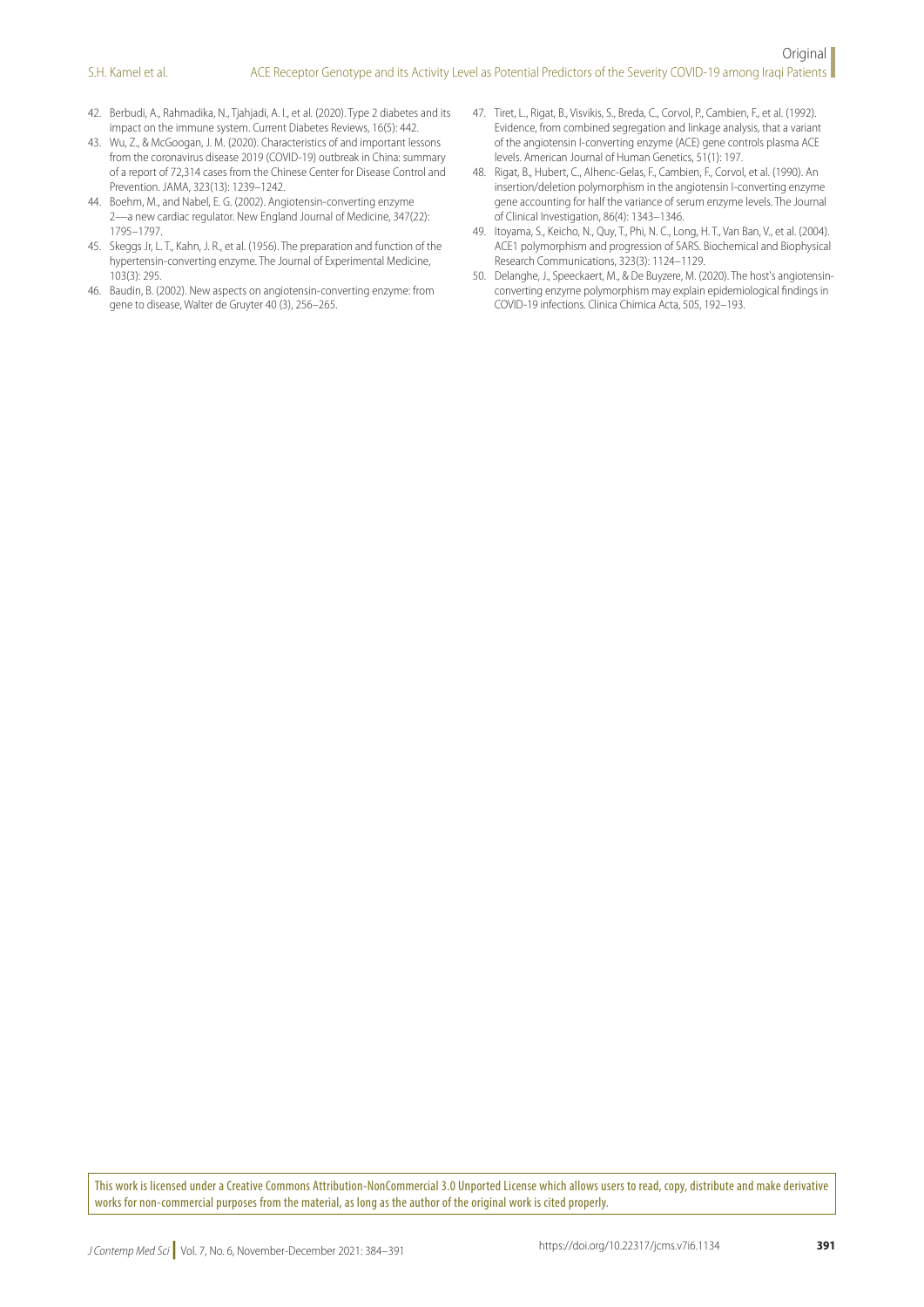42. Berbudi, A., Rahmadika, N., Tjahjadi, A. I., et al. (2020). Type 2 diabetes and its impact on the immune system. Current Diabetes Reviews, 16(5): 442.
43. Wu, Z., & McGoogan, J. M. (2020). Characteristics of and important lessons from the coronavirus disease 2019 (COVID-19) outbreak in China: summary of a report of 72,314 cases from the Chinese Center for Disease Control and Prevention. JAMA, 323(13): 1239–1242.
44. Boehm, M., and Nabel, E. G. (2002). Angiotensin-converting enzyme 2—a new cardiac regulator. New England Journal of Medicine, 347(22): 1795–1797.
45. Skeggs Jr, L. T., Kahn, J. R., et al. (1956). The preparation and function of the hypertensin-converting enzyme. The Journal of Experimental Medicine, 103(3): 295.
46. Baudin, B. (2002). New aspects on angiotensin-converting enzyme: from gene to disease, Walter de Gruyter 40 (3), 256–265.
47. Tiret, L., Rigat, B., Visvikis, S., Breda, C., Corvol, P., Cambien, F., et al. (1992). Evidence, from combined segregation and linkage analysis, that a variant of the angiotensin I-converting enzyme (ACE) gene controls plasma ACE levels. American Journal of Human Genetics, 51(1): 197.
48. Rigat, B., Hubert, C., Alhenc-Gelas, F., Cambien, F., Corvol, et al. (1990). An insertion/deletion polymorphism in the angiotensin I-converting enzyme gene accounting for half the variance of serum enzyme levels. The Journal of Clinical Investigation, 86(4): 1343–1346.
49. Itoyama, S., Keicho, N., Quy, T., Phi, N. C., Long, H. T., Van Ban, V., et al. (2004). ACE1 polymorphism and progression of SARS. Biochemical and Biophysical Research Communications, 323(3): 1124–1129.
50. Delanghe, J., Speeckaert, M., & De Buyzere, M. (2020). The host's angiotensin-converting enzyme polymorphism may explain epidemiological findings in COVID-19 infections. Clinica Chimica Acta, 505, 192–193.

This work is licensed under a Creative Commons Attribution-NonCommercial 3.0 Unported License which allows users to read, copy, distribute and make derivative works for non-commercial purposes from the material, as long as the author of the original work is cited properly.